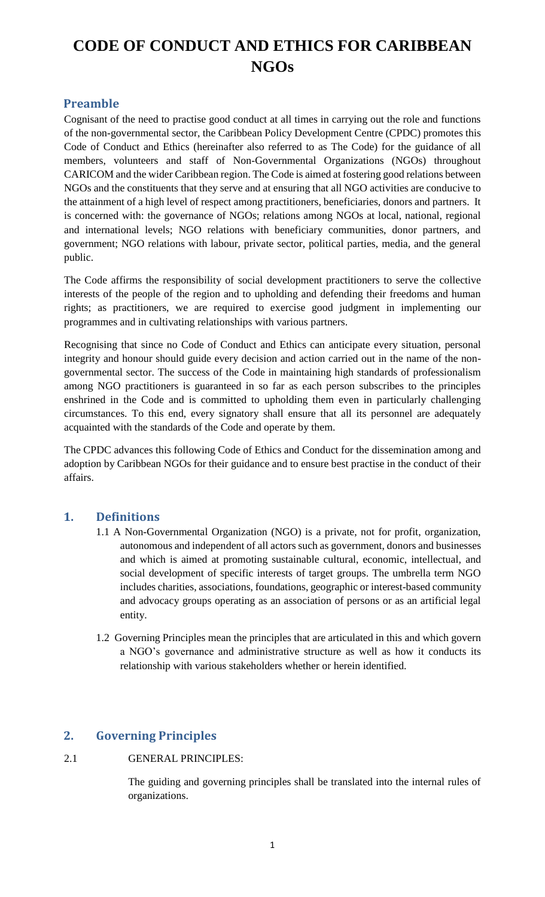# CODE OF CONDUCT AND ETHICS FOR CARIBBEAN NGOs

## Preamble

Cognisant of the need to practise good conduct at all times in carrying out the role and functions of the non-governmental sector, the Caribbean Policy Development Centre (CPDC) promotes this Code of Conduct and Ethics (hereinafter also referred to as The Code) for the guidance of all members, volunteers and staff of Non-Governmental Organizations (NGOs) throughout CARICOM and the wider Caribbean region. The Code is aimed at fostering good relations between NGOs and the constituents that they serve and at ensuring that all NGO activities are conducive to the attainment of a high level of respect among practitioners, beneficiaries, donors and partners. It is concerned with: the governance of NGOs; relations among NGOs at local, national, regional and international levels; NGO relations with beneficiary communities, donor partners, and government; NGO relations with labour, private sector, political parties, media, and the general public.

The Code affirms the responsibility of social development practitioners to serve the collective interests of the people of the region and to upholding and defending their freedoms and human rights; as practitioners, we are required to exercise good judgment in implementing our programmes and in cultivating relationships with various partners.

Recognising that since no Code of Conduct and Ethics can anticipate every situation, personal integrity and honour should guide every decision and action carried out in the name of the non-governmental sector. The success of the Code in maintaining high standards of professionalism among NGO practitioners is guaranteed in so far as each person subscribes to the principles enshrined in the Code and is committed to upholding them even in particularly challenging circumstances. To this end, every signatory shall ensure that all its personnel are adequately acquainted with the standards of the Code and operate by them.

The CPDC advances this following Code of Ethics and Conduct for the dissemination among and adoption by Caribbean NGOs for their guidance and to ensure best practise in the conduct of their affairs.

## 1. Definitions

1.1 A Non-Governmental Organization (NGO) is a private, not for profit, organization, autonomous and independent of all actors such as government, donors and businesses and which is aimed at promoting sustainable cultural, economic, intellectual, and social development of specific interests of target groups. The umbrella term NGO includes charities, associations, foundations, geographic or interest-based community and advocacy groups operating as an association of persons or as an artificial legal entity.

1.2 Governing Principles mean the principles that are articulated in this and which govern a NGO's governance and administrative structure as well as how it conducts its relationship with various stakeholders whether or herein identified.

## 2. Governing Principles

2.1 GENERAL PRINCIPLES:

The guiding and governing principles shall be translated into the internal rules of organizations.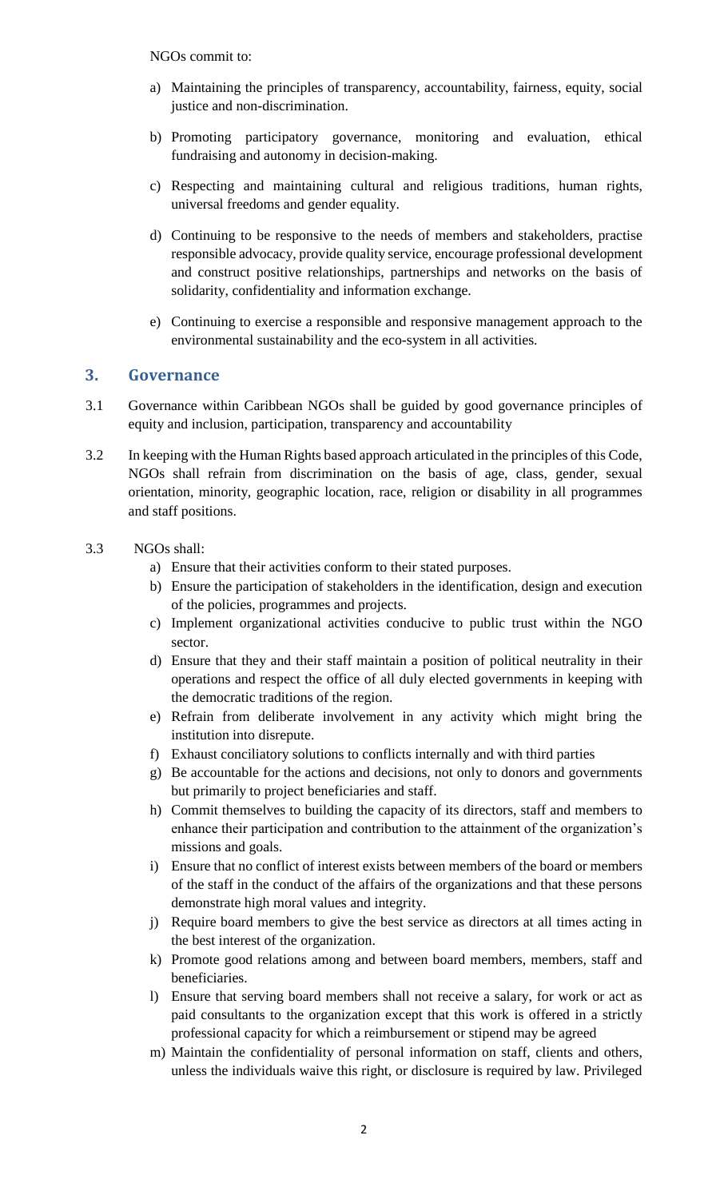NGOs commit to:

a) Maintaining the principles of transparency, accountability, fairness, equity, social justice and non-discrimination.

b) Promoting participatory governance, monitoring and evaluation, ethical fundraising and autonomy in decision-making.

c) Respecting and maintaining cultural and religious traditions, human rights, universal freedoms and gender equality.

d) Continuing to be responsive to the needs of members and stakeholders, practise responsible advocacy, provide quality service, encourage professional development and construct positive relationships, partnerships and networks on the basis of solidarity, confidentiality and information exchange.

e) Continuing to exercise a responsible and responsive management approach to the environmental sustainability and the eco-system in all activities.

## 3. Governance

3.1 Governance within Caribbean NGOs shall be guided by good governance principles of equity and inclusion, participation, transparency and accountability

3.2 In keeping with the Human Rights based approach articulated in the principles of this Code, NGOs shall refrain from discrimination on the basis of age, class, gender, sexual orientation, minority, geographic location, race, religion or disability in all programmes and staff positions.

3.3 NGOs shall:

a) Ensure that their activities conform to their stated purposes.
b) Ensure the participation of stakeholders in the identification, design and execution of the policies, programmes and projects.
c) Implement organizational activities conducive to public trust within the NGO sector.
d) Ensure that they and their staff maintain a position of political neutrality in their operations and respect the office of all duly elected governments in keeping with the democratic traditions of the region.
e) Refrain from deliberate involvement in any activity which might bring the institution into disrepute.
f) Exhaust conciliatory solutions to conflicts internally and with third parties
g) Be accountable for the actions and decisions, not only to donors and governments but primarily to project beneficiaries and staff.
h) Commit themselves to building the capacity of its directors, staff and members to enhance their participation and contribution to the attainment of the organization's missions and goals.
i) Ensure that no conflict of interest exists between members of the board or members of the staff in the conduct of the affairs of the organizations and that these persons demonstrate high moral values and integrity.
j) Require board members to give the best service as directors at all times acting in the best interest of the organization.
k) Promote good relations among and between board members, members, staff and beneficiaries.
l) Ensure that serving board members shall not receive a salary, for work or act as paid consultants to the organization except that this work is offered in a strictly professional capacity for which a reimbursement or stipend may be agreed
m) Maintain the confidentiality of personal information on staff, clients and others, unless the individuals waive this right, or disclosure is required by law. Privileged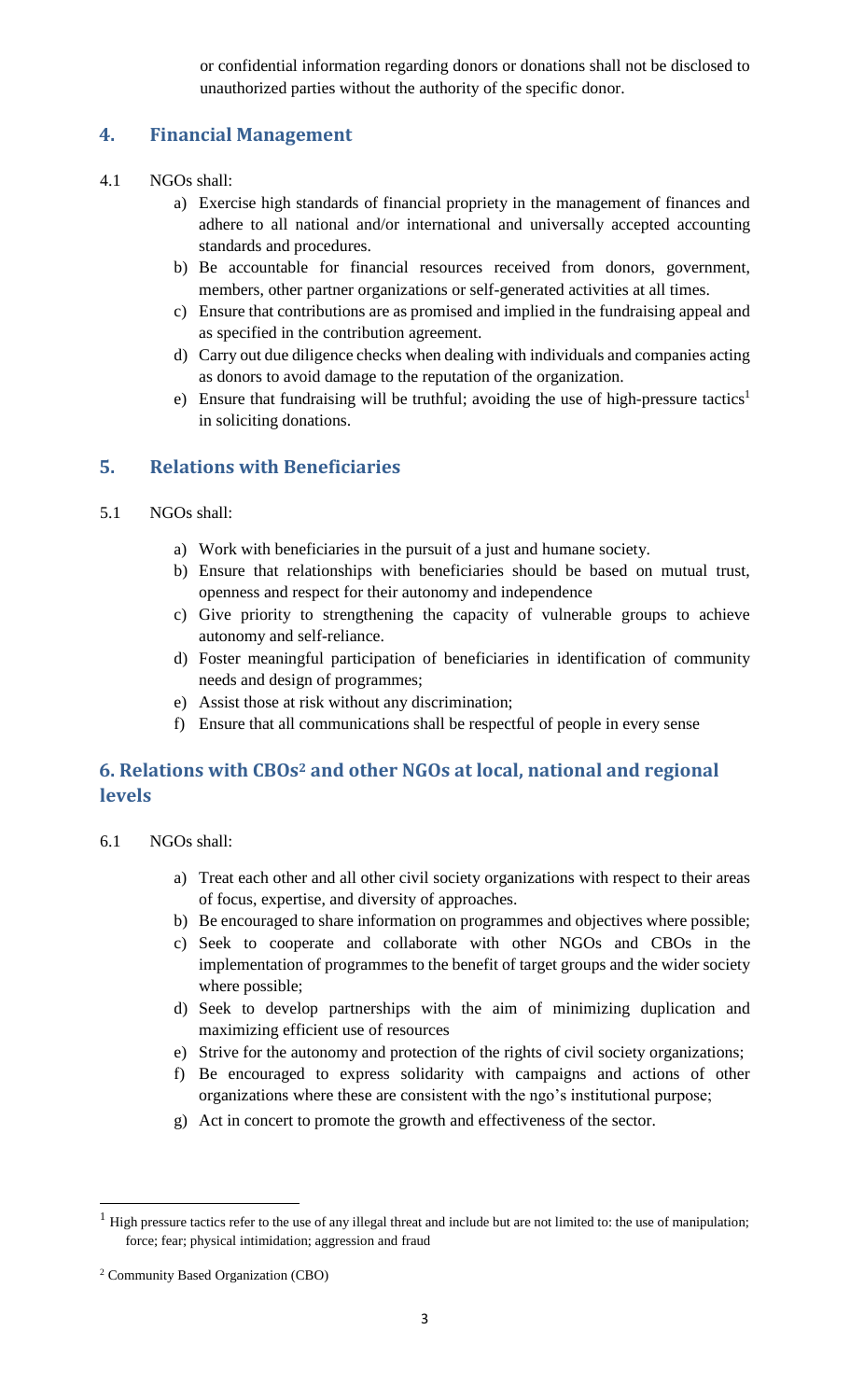or confidential information regarding donors or donations shall not be disclosed to unauthorized parties without the authority of the specific donor.

## 4. Financial Management

4.1 NGOs shall:

a) Exercise high standards of financial propriety in the management of finances and adhere to all national and/or international and universally accepted accounting standards and procedures.
b) Be accountable for financial resources received from donors, government, members, other partner organizations or self-generated activities at all times.
c) Ensure that contributions are as promised and implied in the fundraising appeal and as specified in the contribution agreement.
d) Carry out due diligence checks when dealing with individuals and companies acting as donors to avoid damage to the reputation of the organization.
e) Ensure that fundraising will be truthful; avoiding the use of high-pressure tactics[1] in soliciting donations.

## 5. Relations with Beneficiaries

5.1 NGOs shall:

a) Work with beneficiaries in the pursuit of a just and humane society.
b) Ensure that relationships with beneficiaries should be based on mutual trust, openness and respect for their autonomy and independence
c) Give priority to strengthening the capacity of vulnerable groups to achieve autonomy and self-reliance.
d) Foster meaningful participation of beneficiaries in identification of community needs and design of programmes;
e) Assist those at risk without any discrimination;
f) Ensure that all communications shall be respectful of people in every sense

## 6. Relations with CBOs[2] and other NGOs at local, national and regional levels

6.1 NGOs shall:

a) Treat each other and all other civil society organizations with respect to their areas of focus, expertise, and diversity of approaches.
b) Be encouraged to share information on programmes and objectives where possible;
c) Seek to cooperate and collaborate with other NGOs and CBOs in the implementation of programmes to the benefit of target groups and the wider society where possible;
d) Seek to develop partnerships with the aim of minimizing duplication and maximizing efficient use of resources
e) Strive for the autonomy and protection of the rights of civil society organizations;
f) Be encouraged to express solidarity with campaigns and actions of other organizations where these are consistent with the ngo's institutional purpose;
g) Act in concert to promote the growth and effectiveness of the sector.

---

[1] High pressure tactics refer to the use of any illegal threat and include but are not limited to: the use of manipulation; force; fear; physical intimidation; aggression and fraud

[2] Community Based Organization (CBO)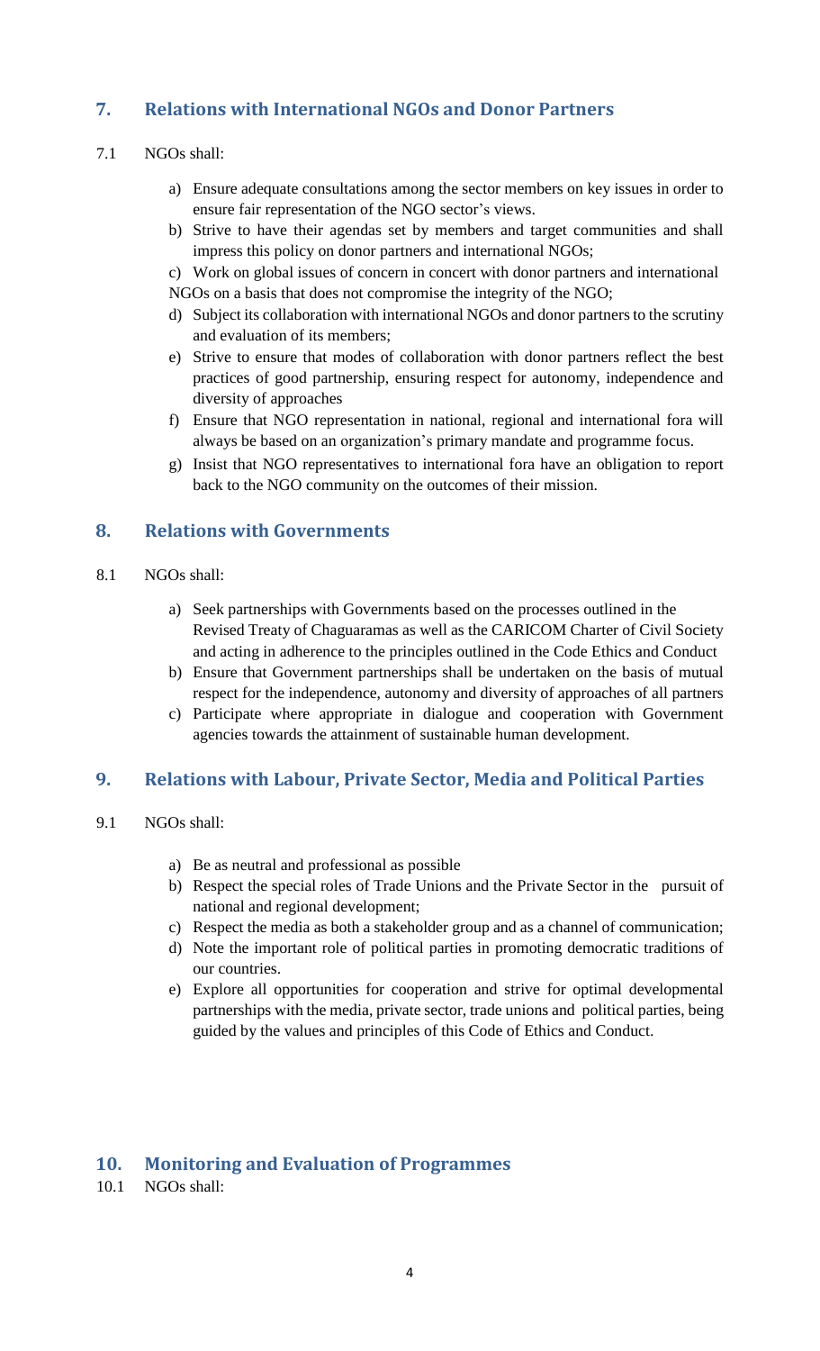## 7. Relations with International NGOs and Donor Partners

7.1 NGOs shall:

a) Ensure adequate consultations among the sector members on key issues in order to ensure fair representation of the NGO sector's views.
b) Strive to have their agendas set by members and target communities and shall impress this policy on donor partners and international NGOs;
c) Work on global issues of concern in concert with donor partners and international NGOs on a basis that does not compromise the integrity of the NGO;
d) Subject its collaboration with international NGOs and donor partners to the scrutiny and evaluation of its members;
e) Strive to ensure that modes of collaboration with donor partners reflect the best practices of good partnership, ensuring respect for autonomy, independence and diversity of approaches
f) Ensure that NGO representation in national, regional and international fora will always be based on an organization's primary mandate and programme focus.
g) Insist that NGO representatives to international fora have an obligation to report back to the NGO community on the outcomes of their mission.

## 8. Relations with Governments

8.1 NGOs shall:

a) Seek partnerships with Governments based on the processes outlined in the Revised Treaty of Chaguaramas as well as the CARICOM Charter of Civil Society and acting in adherence to the principles outlined in the Code Ethics and Conduct
b) Ensure that Government partnerships shall be undertaken on the basis of mutual respect for the independence, autonomy and diversity of approaches of all partners
c) Participate where appropriate in dialogue and cooperation with Government agencies towards the attainment of sustainable human development.

## 9. Relations with Labour, Private Sector, Media and Political Parties

9.1 NGOs shall:

a) Be as neutral and professional as possible
b) Respect the special roles of Trade Unions and the Private Sector in the pursuit of national and regional development;
c) Respect the media as both a stakeholder group and as a channel of communication;
d) Note the important role of political parties in promoting democratic traditions of our countries.
e) Explore all opportunities for cooperation and strive for optimal developmental partnerships with the media, private sector, trade unions and political parties, being guided by the values and principles of this Code of Ethics and Conduct.

## 10. Monitoring and Evaluation of Programmes

10.1 NGOs shall: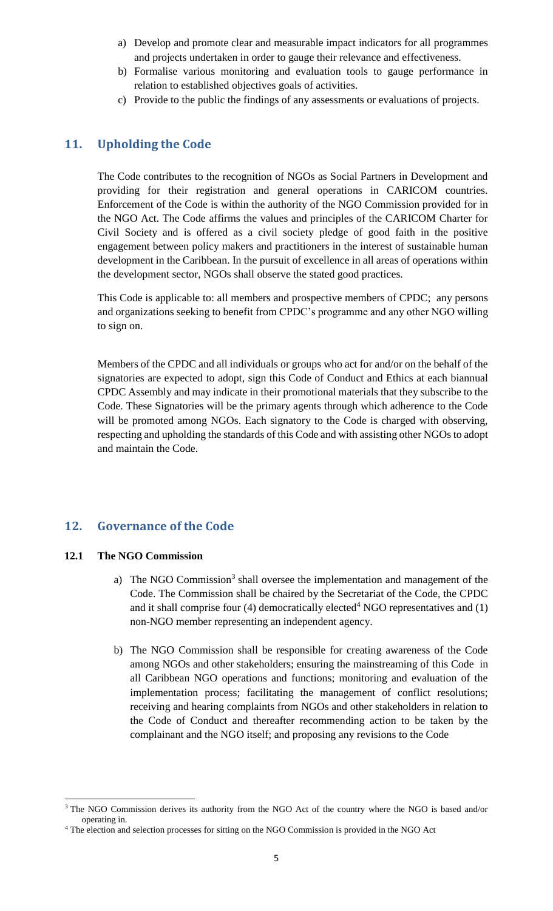a) Develop and promote clear and measurable impact indicators for all programmes and projects undertaken in order to gauge their relevance and effectiveness.
b) Formalise various monitoring and evaluation tools to gauge performance in relation to established objectives goals of activities.
c) Provide to the public the findings of any assessments or evaluations of projects.

## 11. Upholding the Code

The Code contributes to the recognition of NGOs as Social Partners in Development and providing for their registration and general operations in CARICOM countries. Enforcement of the Code is within the authority of the NGO Commission provided for in the NGO Act. The Code affirms the values and principles of the CARICOM Charter for Civil Society and is offered as a civil society pledge of good faith in the positive engagement between policy makers and practitioners in the interest of sustainable human development in the Caribbean. In the pursuit of excellence in all areas of operations within the development sector, NGOs shall observe the stated good practices.

This Code is applicable to: all members and prospective members of CPDC; any persons and organizations seeking to benefit from CPDC's programme and any other NGO willing to sign on.

Members of the CPDC and all individuals or groups who act for and/or on the behalf of the signatories are expected to adopt, sign this Code of Conduct and Ethics at each biannual CPDC Assembly and may indicate in their promotional materials that they subscribe to the Code. These Signatories will be the primary agents through which adherence to the Code will be promoted among NGOs. Each signatory to the Code is charged with observing, respecting and upholding the standards of this Code and with assisting other NGOs to adopt and maintain the Code.

## 12. Governance of the Code

### 12.1 The NGO Commission

a) The NGO Commission[3] shall oversee the implementation and management of the Code. The Commission shall be chaired by the Secretariat of the Code, the CPDC and it shall comprise four (4) democratically elected[4] NGO representatives and (1) non-NGO member representing an independent agency.

b) The NGO Commission shall be responsible for creating awareness of the Code among NGOs and other stakeholders; ensuring the mainstreaming of this Code in all Caribbean NGO operations and functions; monitoring and evaluation of the implementation process; facilitating the management of conflict resolutions; receiving and hearing complaints from NGOs and other stakeholders in relation to the Code of Conduct and thereafter recommending action to be taken by the complainant and the NGO itself; and proposing any revisions to the Code

---

[3] The NGO Commission derives its authority from the NGO Act of the country where the NGO is based and/or operating in.

[4] The election and selection processes for sitting on the NGO Commission is provided in the NGO Act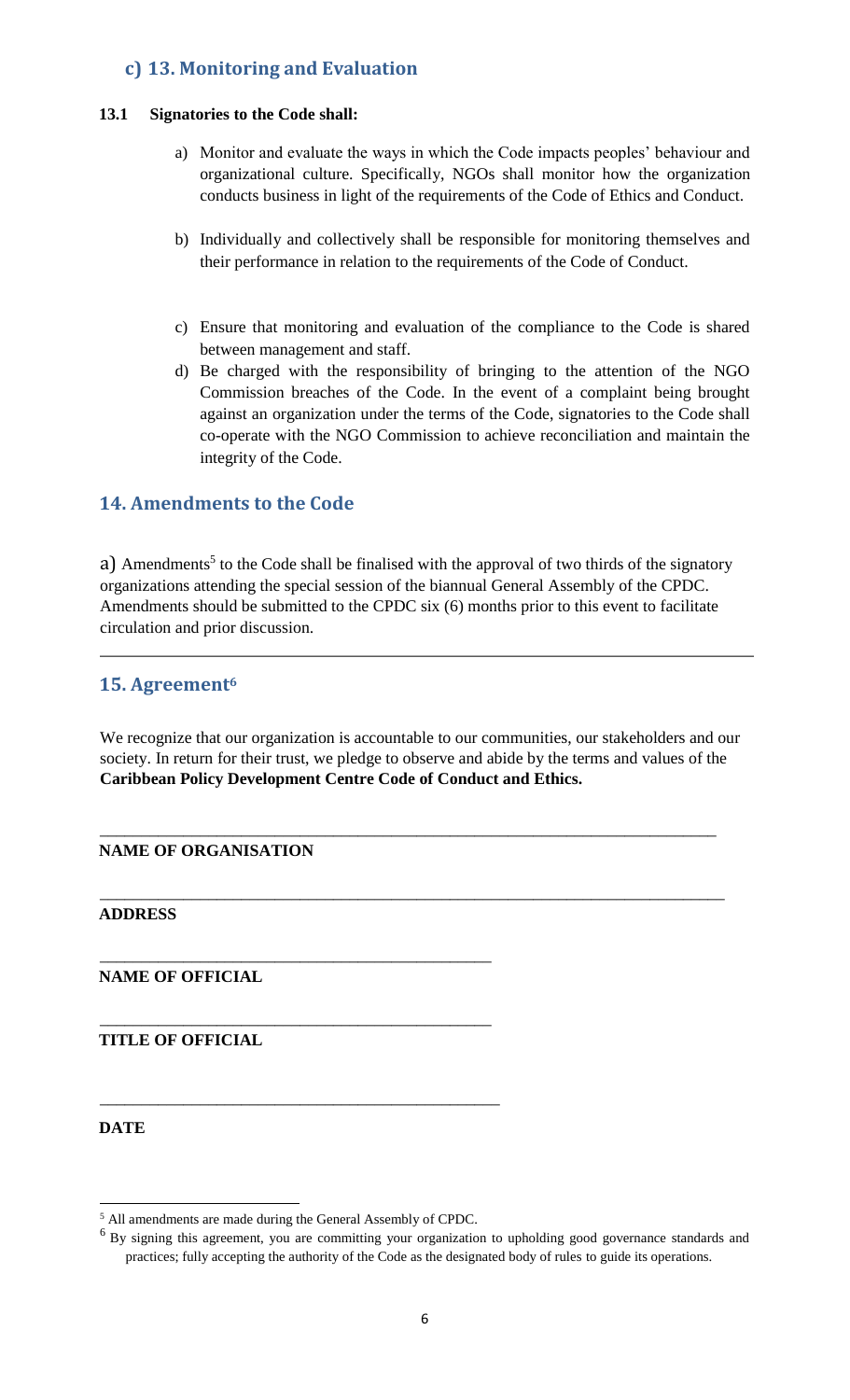## c) 13. Monitoring and Evaluation

**13.1 Signatories to the Code shall:**

a) Monitor and evaluate the ways in which the Code impacts peoples' behaviour and organizational culture. Specifically, NGOs shall monitor how the organization conducts business in light of the requirements of the Code of Ethics and Conduct.

b) Individually and collectively shall be responsible for monitoring themselves and their performance in relation to the requirements of the Code of Conduct.

c) Ensure that monitoring and evaluation of the compliance to the Code is shared between management and staff.

d) Be charged with the responsibility of bringing to the attention of the NGO Commission breaches of the Code. In the event of a complaint being brought against an organization under the terms of the Code, signatories to the Code shall co-operate with the NGO Commission to achieve reconciliation and maintain the integrity of the Code.

## 14. Amendments to the Code

a) Amendments[5] to the Code shall be finalised with the approval of two thirds of the signatory organizations attending the special session of the biannual General Assembly of the CPDC. Amendments should be submitted to the CPDC six (6) months prior to this event to facilitate circulation and prior discussion.

---

## 15. Agreement[6]

We recognize that our organization is accountable to our communities, our stakeholders and our society. In return for their trust, we pledge to observe and abide by the terms and values of the **Caribbean Policy Development Centre Code of Conduct and Ethics.**

\_\_\_\_\_\_\_\_\_\_\_\_\_\_\_\_\_\_\_\_\_\_\_\_\_\_\_\_\_\_\_\_\_\_\_\_\_\_\_\_\_\_\_\_\_\_\_\_\_\_\_\_\_\_\_\_\_\_\_\_\_\_\_\_\_\_

**NAME OF ORGANISATION**

\_\_\_\_\_\_\_\_\_\_\_\_\_\_\_\_\_\_\_\_\_\_\_\_\_\_\_\_\_\_\_\_\_\_\_\_\_\_\_\_\_\_\_\_\_\_\_\_\_\_\_\_\_\_\_\_\_\_\_\_\_\_\_\_\_\_

**ADDRESS**

\_\_\_\_\_\_\_\_\_\_\_\_\_\_\_\_\_\_\_\_\_\_\_\_\_\_\_\_\_\_\_\_\_\_\_\_\_\_\_\_\_\_\_\_

**NAME OF OFFICIAL**

\_\_\_\_\_\_\_\_\_\_\_\_\_\_\_\_\_\_\_\_\_\_\_\_\_\_\_\_\_\_\_\_\_\_\_\_\_\_\_\_\_\_\_\_

**TITLE OF OFFICIAL**

\_\_\_\_\_\_\_\_\_\_\_\_\_\_\_\_\_\_\_\_\_\_\_\_\_\_\_\_\_\_\_\_\_\_\_\_\_\_\_\_\_\_\_\_

**DATE**

---

[5] All amendments are made during the General Assembly of CPDC.

[6] By signing this agreement, you are committing your organization to upholding good governance standards and practices; fully accepting the authority of the Code as the designated body of rules to guide its operations.